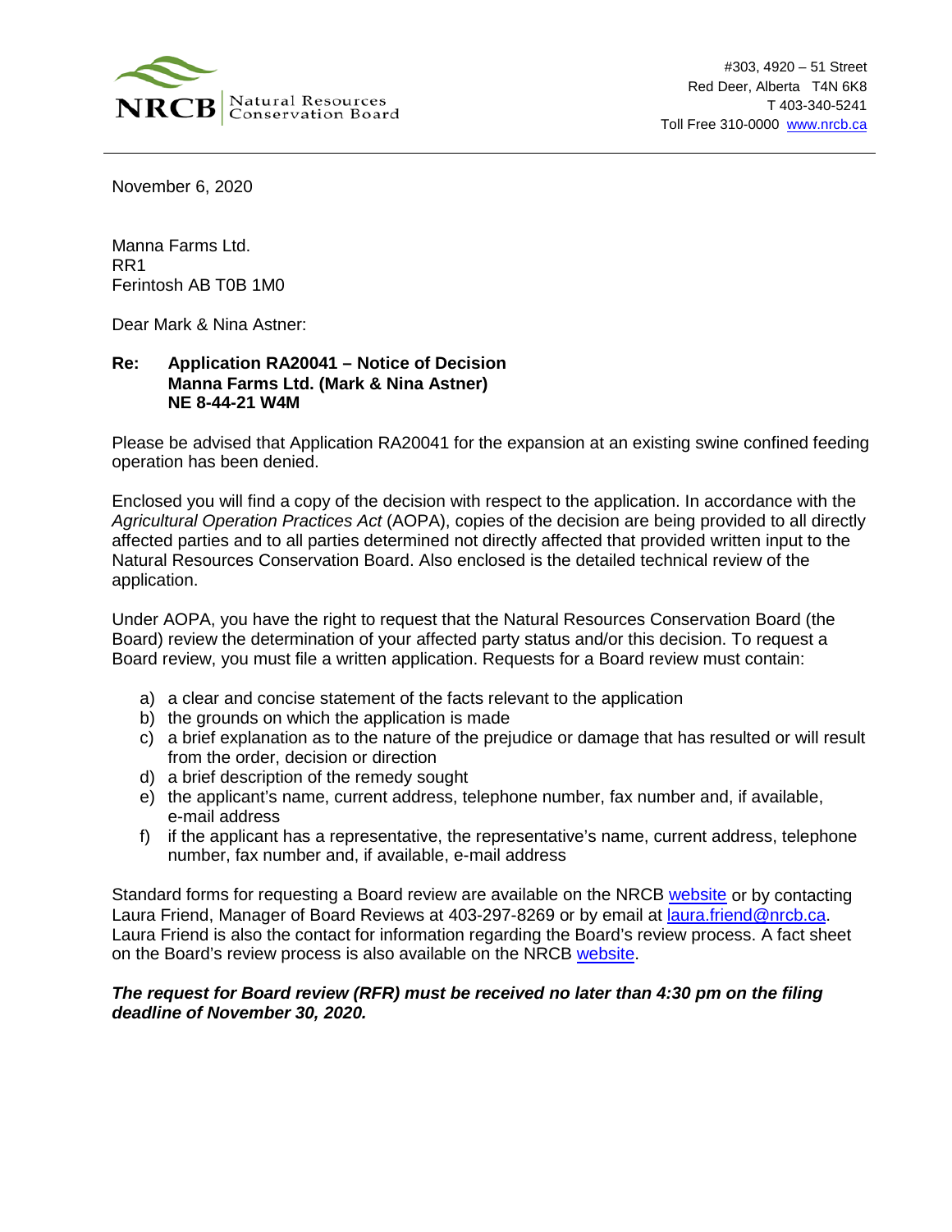NRCB | Natural Resources Conservation Board

#303, 4920 – 51 Street
Red Deer, Alberta T4N 6K8
T 403-340-5241
Toll Free 310-0000 www.nrcb.ca

November 6, 2020

Manna Farms Ltd.
RR1
Ferintosh AB T0B 1M0

Dear Mark & Nina Astner:

**Re: Application RA20041 – Notice of Decision**
**Manna Farms Ltd. (Mark & Nina Astner)**
**NE 8-44-21 W4M**

Please be advised that Application RA20041 for the expansion at an existing swine confined feeding operation has been denied.

Enclosed you will find a copy of the decision with respect to the application. In accordance with the *Agricultural Operation Practices Act* (AOPA), copies of the decision are being provided to all directly affected parties and to all parties determined not directly affected that provided written input to the Natural Resources Conservation Board. Also enclosed is the detailed technical review of the application.

Under AOPA, you have the right to request that the Natural Resources Conservation Board (the Board) review the determination of your affected party status and/or this decision. To request a Board review, you must file a written application. Requests for a Board review must contain:

a) a clear and concise statement of the facts relevant to the application
b) the grounds on which the application is made
c) a brief explanation as to the nature of the prejudice or damage that has resulted or will result from the order, decision or direction
d) a brief description of the remedy sought
e) the applicant's name, current address, telephone number, fax number and, if available, e-mail address
f) if the applicant has a representative, the representative's name, current address, telephone number, fax number and, if available, e-mail address

Standard forms for requesting a Board review are available on the NRCB website or by contacting Laura Friend, Manager of Board Reviews at 403-297-8269 or by email at laura.friend@nrcb.ca. Laura Friend is also the contact for information regarding the Board's review process. A fact sheet on the Board's review process is also available on the NRCB website.

***The request for Board review (RFR) must be received no later than 4:30 pm on the filing deadline of November 30, 2020.***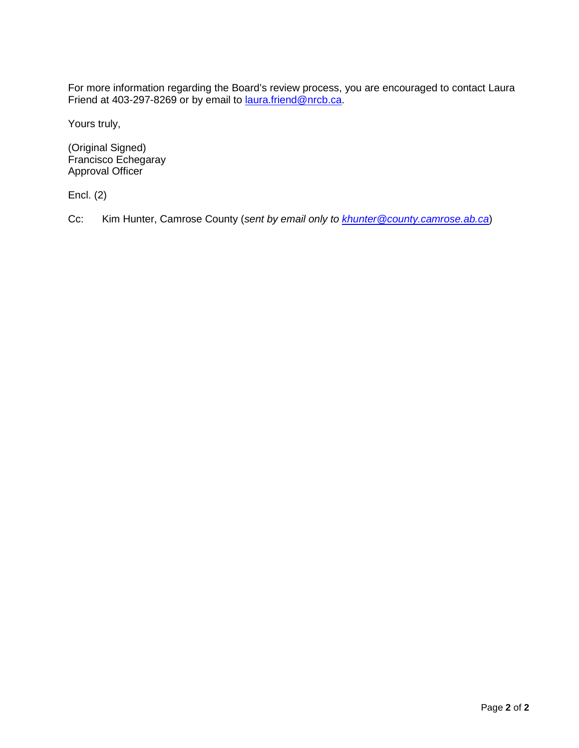For more information regarding the Board's review process, you are encouraged to contact Laura Friend at 403-297-8269 or by email to laura.friend@nrcb.ca.

Yours truly,

(Original Signed)
Francisco Echegaray
Approval Officer

Encl. (2)

Cc: Kim Hunter, Camrose County (*sent by email only to khunter@county.camrose.ab.ca*)